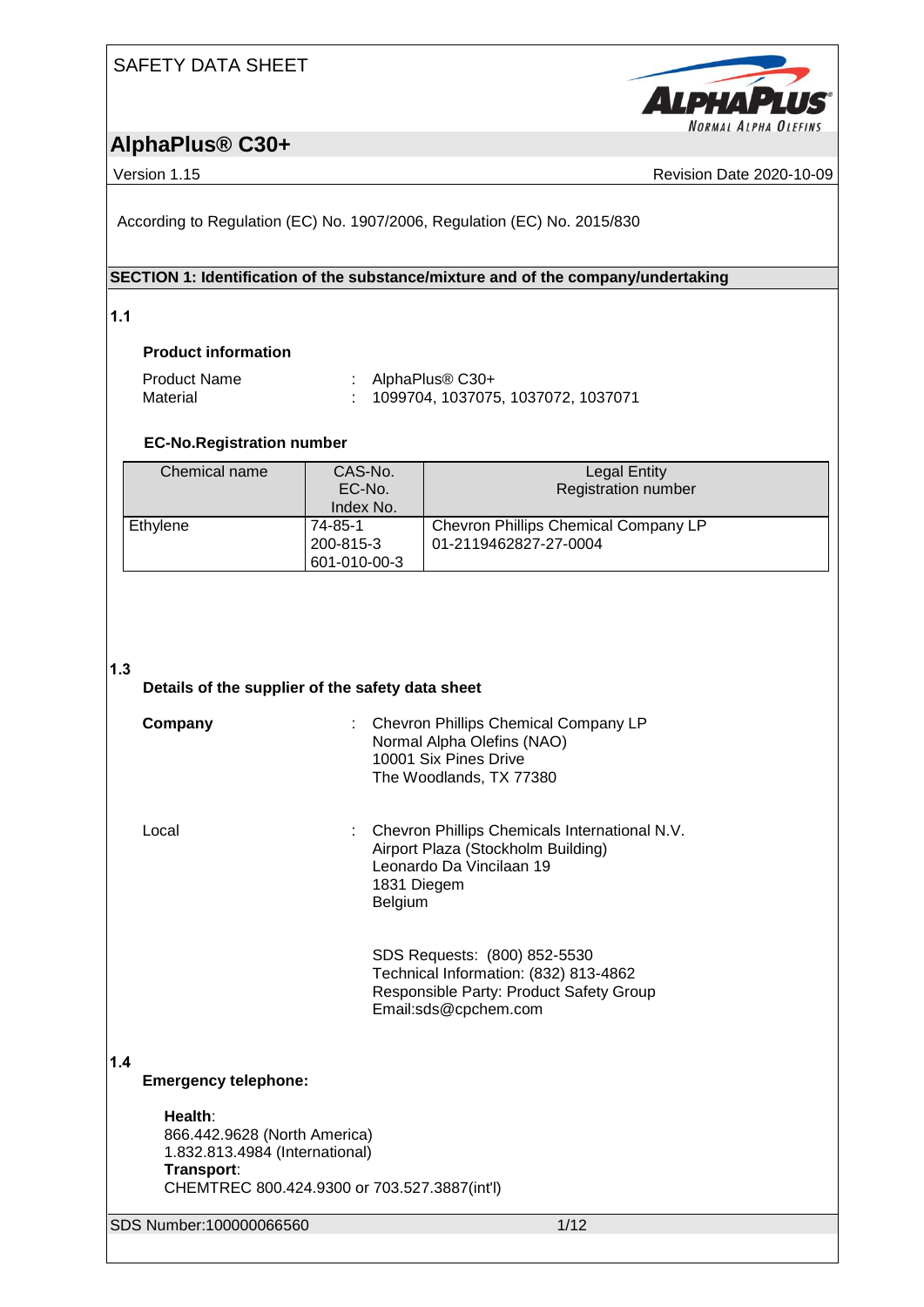SAFETY DATA SHEET

# AlphaPlus® C30+

Version 1.15 | Revision Date 2020-10-09

According to Regulation (EC) No. 1907/2006, Regulation (EC) No. 2015/830

## SECTION 1: Identification of the substance/mixture and of the company/undertaking

### 1.1

**Product information**

Product Name : AlphaPlus® C30+
Material : 1099704, 1037075, 1037072, 1037071

**EC-No.Registration number**

| Chemical name | CAS-No.<br>EC-No.<br>Index No. | Legal Entity<br>Registration number |
|---|---|---|
| Ethylene | 74-85-1<br>200-815-3<br>601-010-00-3 | Chevron Phillips Chemical Company LP<br>01-2119462827-27-0004 |

### 1.3

**Details of the supplier of the safety data sheet**

**Company** : Chevron Phillips Chemical Company LP
Normal Alpha Olefins (NAO)
10001 Six Pines Drive
The Woodlands, TX 77380

Local : Chevron Phillips Chemicals International N.V.
Airport Plaza (Stockholm Building)
Leonardo Da Vincilaan 19
1831 Diegem
Belgium

SDS Requests: (800) 852-5530
Technical Information: (832) 813-4862
Responsible Party: Product Safety Group
Email:sds@cpchem.com

### 1.4

**Emergency telephone:**

**Health**:
866.442.9628 (North America)
1.832.813.4984 (International)
**Transport**:
CHEMTREC 800.424.9300 or 703.527.3887(int'l)

SDS Number:100000066560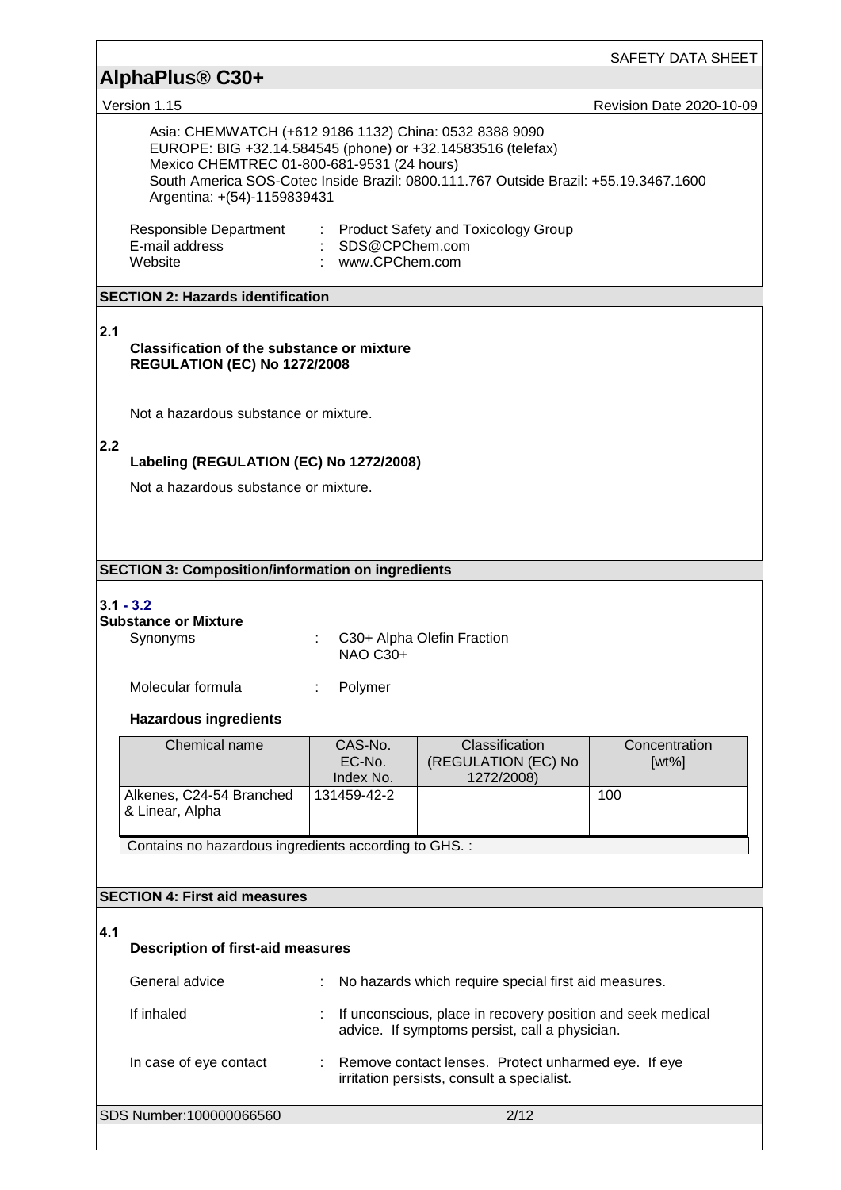Asia: CHEMWATCH (+612 9186 1132) China: 0532 8388 9090
EUROPE: BIG +32.14.584545 (phone) or +32.14583516 (telefax)
Mexico CHEMTREC 01-800-681-9531 (24 hours)
South America SOS-Cotec Inside Brazil: 0800.111.767 Outside Brazil: +55.19.3467.1600
Argentina: +(54)-1159839431

Responsible Department : Product Safety and Toxicology Group
E-mail address : SDS@CPChem.com
Website : www.CPChem.com

## SECTION 2: Hazards identification

**2.1**

**Classification of the substance or mixture**
**REGULATION (EC) No 1272/2008**

Not a hazardous substance or mixture.

**2.2**

**Labeling (REGULATION (EC) No 1272/2008)**

Not a hazardous substance or mixture.

## SECTION 3: Composition/information on ingredients

**3.1 - 3.2**

**Substance or Mixture**

Synonyms : C30+ Alpha Olefin Fraction
NAO C30+

Molecular formula : Polymer

**Hazardous ingredients**

| Chemical name | CAS-No.<br>EC-No.<br>Index No. | Classification<br>(REGULATION (EC) No 1272/2008) | Concentration<br>[wt%] |
|---|---|---|---|
| Alkenes, C24-54 Branched & Linear, Alpha | 131459-42-2 | | 100 |
| Contains no hazardous ingredients according to GHS. : | | | |

## SECTION 4: First aid measures

**4.1**

**Description of first-aid measures**

General advice : No hazards which require special first aid measures.

If inhaled : If unconscious, place in recovery position and seek medical advice. If symptoms persist, call a physician.

In case of eye contact : Remove contact lenses. Protect unharmed eye. If eye irritation persists, consult a specialist.

SDS Number:100000066560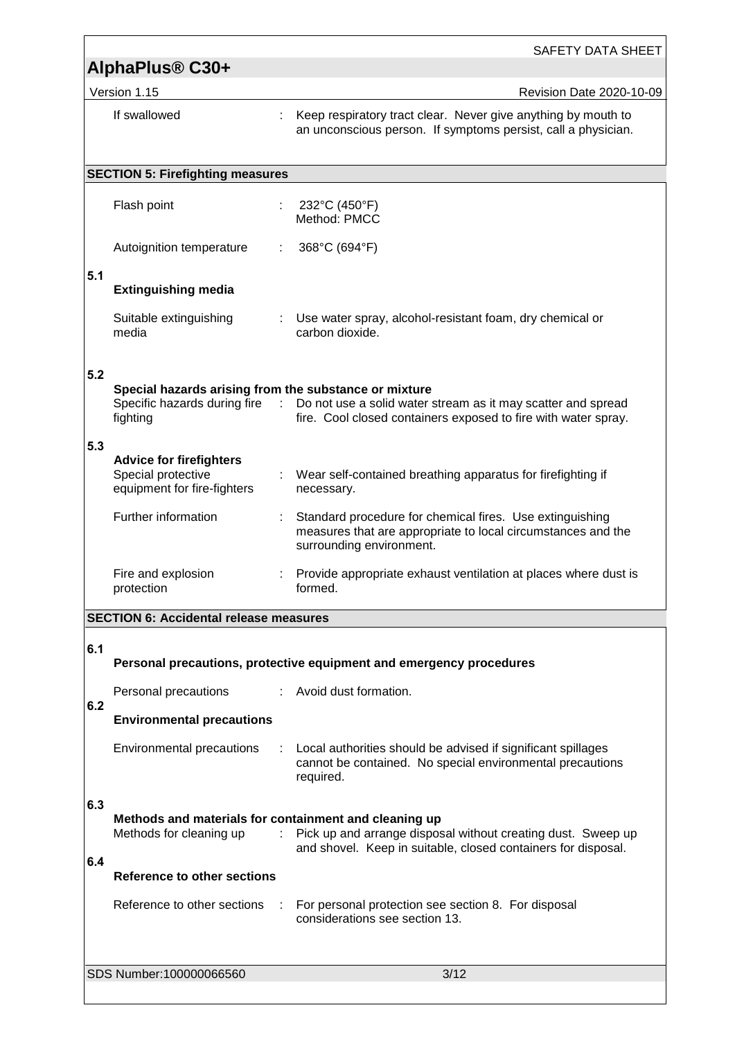| | | |
|---|---|---|
| If swallowed | : | Keep respiratory tract clear. Never give anything by mouth to an unconscious person. If symptoms persist, call a physician. |

## SECTION 5: Firefighting measures

| | | |
|---|---|---|
| Flash point | : | 232°C (450°F)<br>Method: PMCC |
| Autoignition temperature | : | 368°C (694°F) |

### 5.1 Extinguishing media

| | | |
|---|---|---|
| Suitable extinguishing media | : | Use water spray, alcohol-resistant foam, dry chemical or carbon dioxide. |

### 5.2 Special hazards arising from the substance or mixture

| | | |
|---|---|---|
| Specific hazards during fire fighting | : | Do not use a solid water stream as it may scatter and spread fire. Cool closed containers exposed to fire with water spray. |

### 5.3 Advice for firefighters

| | | |
|---|---|---|
| Special protective equipment for fire-fighters | : | Wear self-contained breathing apparatus for firefighting if necessary. |
| Further information | : | Standard procedure for chemical fires. Use extinguishing measures that are appropriate to local circumstances and the surrounding environment. |
| Fire and explosion protection | : | Provide appropriate exhaust ventilation at places where dust is formed. |

## SECTION 6: Accidental release measures

### 6.1 Personal precautions, protective equipment and emergency procedures

| | | |
|---|---|---|
| Personal precautions | : | Avoid dust formation. |

### 6.2 Environmental precautions

| | | |
|---|---|---|
| Environmental precautions | : | Local authorities should be advised if significant spillages cannot be contained. No special environmental precautions required. |

### 6.3 Methods and materials for containment and cleaning up

| | | |
|---|---|---|
| Methods for cleaning up | : | Pick up and arrange disposal without creating dust. Sweep up and shovel. Keep in suitable, closed containers for disposal. |

### 6.4 Reference to other sections

| | | |
|---|---|---|
| Reference to other sections | : | For personal protection see section 8. For disposal considerations see section 13. |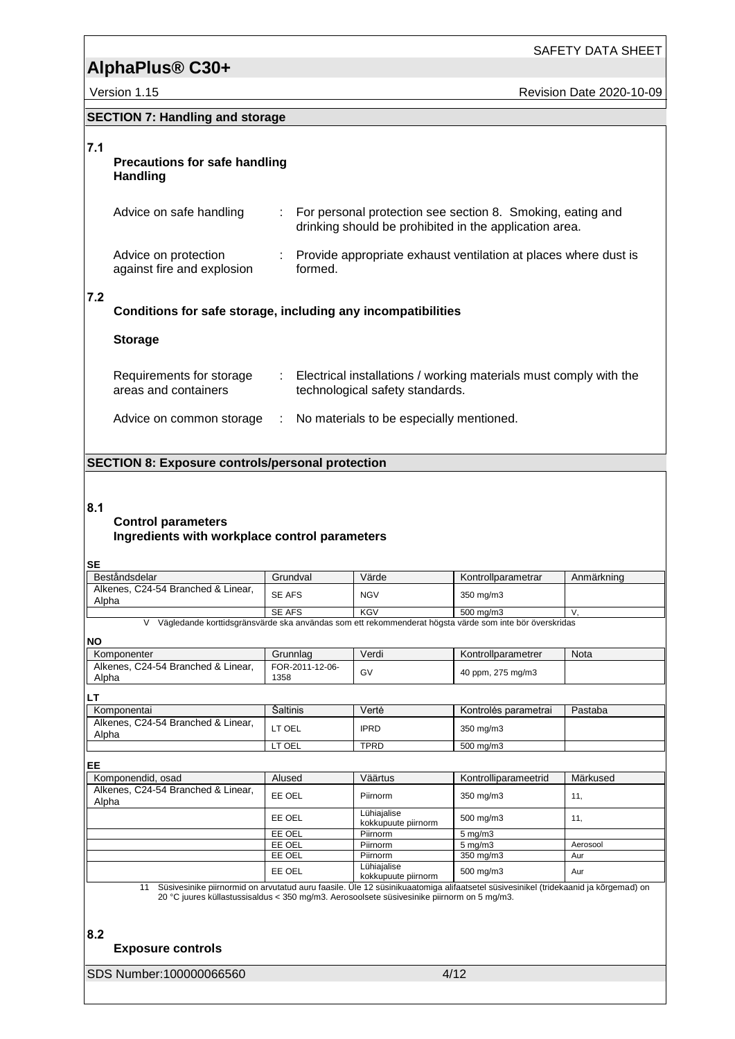## SECTION 7: Handling and storage

### 7.1 Precautions for safe handling

**Handling**

Advice on safe handling : For personal protection see section 8. Smoking, eating and drinking should be prohibited in the application area.

Advice on protection against fire and explosion : Provide appropriate exhaust ventilation at places where dust is formed.

### 7.2 Conditions for safe storage, including any incompatibilities

**Storage**

Requirements for storage areas and containers : Electrical installations / working materials must comply with the technological safety standards.

Advice on common storage : No materials to be especially mentioned.

## SECTION 8: Exposure controls/personal protection

### 8.1 Control parameters

**Ingredients with workplace control parameters**

**SE**

| Beståndsdelar | Grundval | Värde | Kontrollparametrar | Anmärkning |
|---|---|---|---|---|
| Alkenes, C24-54 Branched & Linear, Alpha | SE AFS | NGV | 350 mg/m3 | |
| | SE AFS | KGV | 500 mg/m3 | V, |

V Vägledande korttidsgränsvärde ska användas som ett rekommenderat högsta värde som inte bör överskridas

**NO**

| Komponenter | Grunnlag | Verdi | Kontrollparametrer | Nota |
|---|---|---|---|---|
| Alkenes, C24-54 Branched & Linear, Alpha | FOR-2011-12-06-1358 | GV | 40 ppm, 275 mg/m3 | |

**LT**

| Komponentai | Šaltinis | Vertė | Kontrolės parametrai | Pastaba |
|---|---|---|---|---|
| Alkenes, C24-54 Branched & Linear, Alpha | LT OEL | IPRD | 350 mg/m3 | |
| | LT OEL | TPRD | 500 mg/m3 | |

**EE**

| Komponendid, osad | Alused | Väärtus | Kontrolliparameetrid | Märkused |
|---|---|---|---|---|
| Alkenes, C24-54 Branched & Linear, Alpha | EE OEL | Piirnorm | 350 mg/m3 | 11, |
| | EE OEL | Lühiajalise kokkupuute piirnorm | 500 mg/m3 | 11, |
| | EE OEL | Piirnorm | 5 mg/m3 | |
| | EE OEL | Piirnorm | 5 mg/m3 | Aerosool |
| | EE OEL | Piirnorm | 350 mg/m3 | Aur |
| | EE OEL | Lühiajalise kokkupuute piirnorm | 500 mg/m3 | Aur |

11 Süsivesinike piirnormid on arvutatud auru faasile. Üle 12 süsinikuaatomiga alifaatsetel süsivesinikel (tridekaanid ja kõrgemad) on 20 °C juures küllastussisaldus < 350 mg/m3. Aerosoolsete süsivesinike piirnorm on 5 mg/m3.

### 8.2 Exposure controls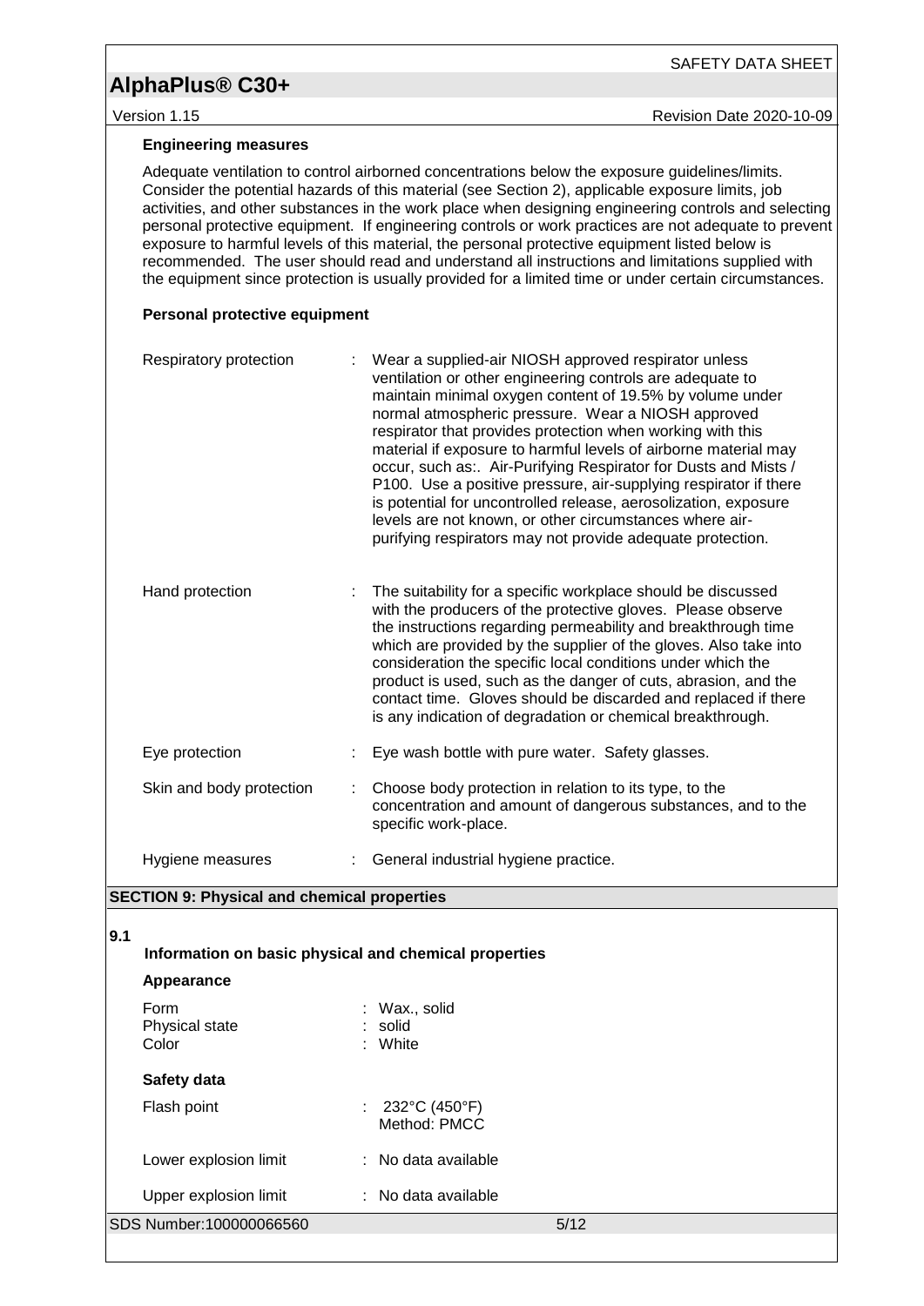**Engineering measures**

Adequate ventilation to control airborned concentrations below the exposure guidelines/limits. Consider the potential hazards of this material (see Section 2), applicable exposure limits, job activities, and other substances in the work place when designing engineering controls and selecting personal protective equipment. If engineering controls or work practices are not adequate to prevent exposure to harmful levels of this material, the personal protective equipment listed below is recommended. The user should read and understand all instructions and limitations supplied with the equipment since protection is usually provided for a limited time or under certain circumstances.

**Personal protective equipment**

| | | |
|---|---|---|
| Respiratory protection | : | Wear a supplied-air NIOSH approved respirator unless ventilation or other engineering controls are adequate to maintain minimal oxygen content of 19.5% by volume under normal atmospheric pressure. Wear a NIOSH approved respirator that provides protection when working with this material if exposure to harmful levels of airborne material may occur, such as:. Air-Purifying Respirator for Dusts and Mists / P100. Use a positive pressure, air-supplying respirator if there is potential for uncontrolled release, aerosolization, exposure levels are not known, or other circumstances where air-purifying respirators may not provide adequate protection. |
| Hand protection | : | The suitability for a specific workplace should be discussed with the producers of the protective gloves. Please observe the instructions regarding permeability and breakthrough time which are provided by the supplier of the gloves. Also take into consideration the specific local conditions under which the product is used, such as the danger of cuts, abrasion, and the contact time. Gloves should be discarded and replaced if there is any indication of degradation or chemical breakthrough. |
| Eye protection | : | Eye wash bottle with pure water. Safety glasses. |
| Skin and body protection | : | Choose body protection in relation to its type, to the concentration and amount of dangerous substances, and to the specific work-place. |
| Hygiene measures | : | General industrial hygiene practice. |

## SECTION 9: Physical and chemical properties

### 9.1 Information on basic physical and chemical properties

**Appearance**

| | | |
|---|---|---|
| Form | : | Wax., solid |
| Physical state | : | solid |
| Color | : | White |

**Safety data**

| | | |
|---|---|---|
| Flash point | : | 232°C (450°F)<br>Method: PMCC |
| Lower explosion limit | : | No data available |
| Upper explosion limit | : | No data available |

SDS Number:100000066560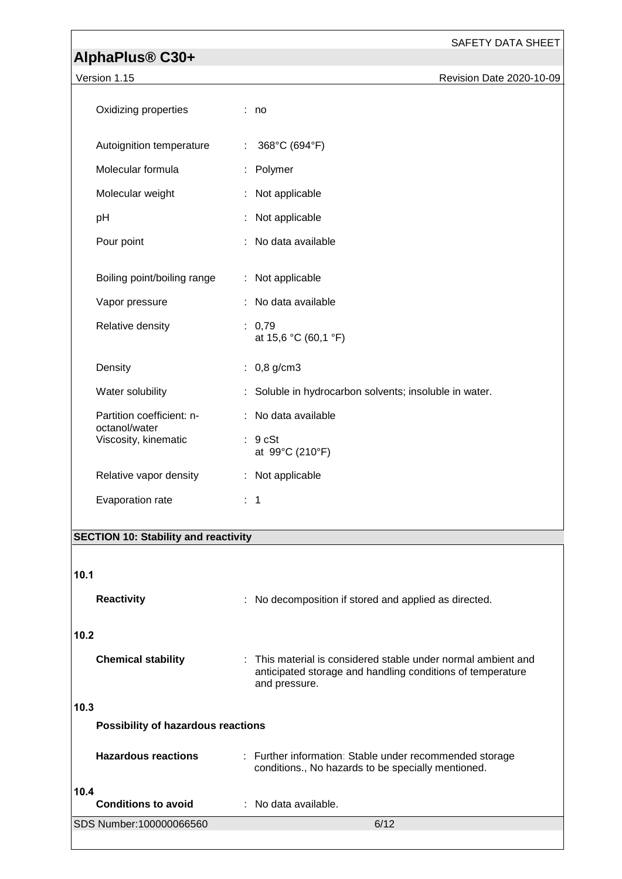| | |
|---|---|
| Oxidizing properties | : no |
| Autoignition temperature | : 368°C (694°F) |
| Molecular formula | : Polymer |
| Molecular weight | : Not applicable |
| pH | : Not applicable |
| Pour point | : No data available |
| Boiling point/boiling range | : Not applicable |
| Vapor pressure | : No data available |
| Relative density | : 0,79<br>at 15,6 °C (60,1 °F) |
| Density | : 0,8 g/cm3 |
| Water solubility | : Soluble in hydrocarbon solvents; insoluble in water. |
| Partition coefficient: n-octanol/water | : No data available |
| Viscosity, kinematic | : 9 cSt<br>at 99°C (210°F) |
| Relative vapor density | : Not applicable |
| Evaporation rate | : 1 |

## SECTION 10: Stability and reactivity

**10.1**

**Reactivity** : No decomposition if stored and applied as directed.

**10.2**

**Chemical stability** : This material is considered stable under normal ambient and anticipated storage and handling conditions of temperature and pressure.

**10.3**

**Possibility of hazardous reactions**

**Hazardous reactions** : Further information: Stable under recommended storage conditions., No hazards to be specially mentioned.

**10.4**

**Conditions to avoid** : No data available.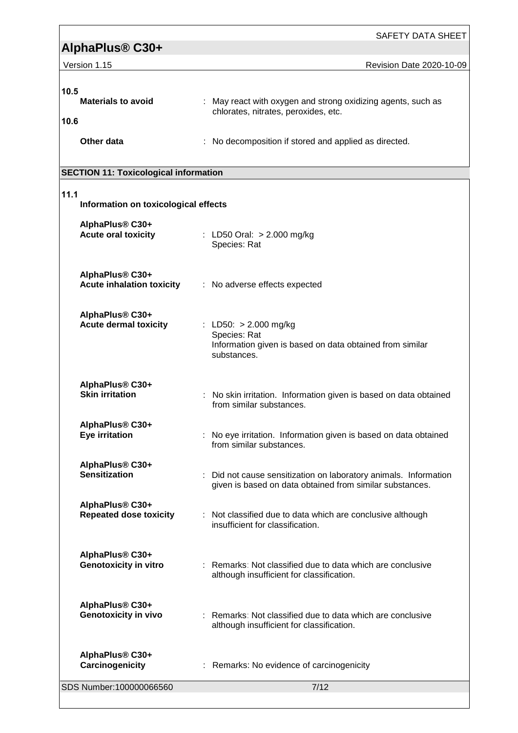**10.5**

**Materials to avoid** : May react with oxygen and strong oxidizing agents, such as chlorates, nitrates, peroxides, etc.

**10.6**

**Other data** : No decomposition if stored and applied as directed.

## SECTION 11: Toxicological information

**11.1**

**Information on toxicological effects**

**AlphaPlus® C30+**
**Acute oral toxicity** : LD50 Oral: > 2.000 mg/kg
Species: Rat

**AlphaPlus® C30+**
**Acute inhalation toxicity** : No adverse effects expected

**AlphaPlus® C30+**
**Acute dermal toxicity** : LD50: > 2.000 mg/kg
Species: Rat
Information given is based on data obtained from similar substances.

**AlphaPlus® C30+**
**Skin irritation** : No skin irritation. Information given is based on data obtained from similar substances.

**AlphaPlus® C30+**
**Eye irritation** : No eye irritation. Information given is based on data obtained from similar substances.

**AlphaPlus® C30+**
**Sensitization** : Did not cause sensitization on laboratory animals. Information given is based on data obtained from similar substances.

**AlphaPlus® C30+**
**Repeated dose toxicity** : Not classified due to data which are conclusive although insufficient for classification.

**AlphaPlus® C30+**
**Genotoxicity in vitro** : Remarks: Not classified due to data which are conclusive although insufficient for classification.

**AlphaPlus® C30+**
**Genotoxicity in vivo** : Remarks: Not classified due to data which are conclusive although insufficient for classification.

**AlphaPlus® C30+**
**Carcinogenicity** : Remarks: No evidence of carcinogenicity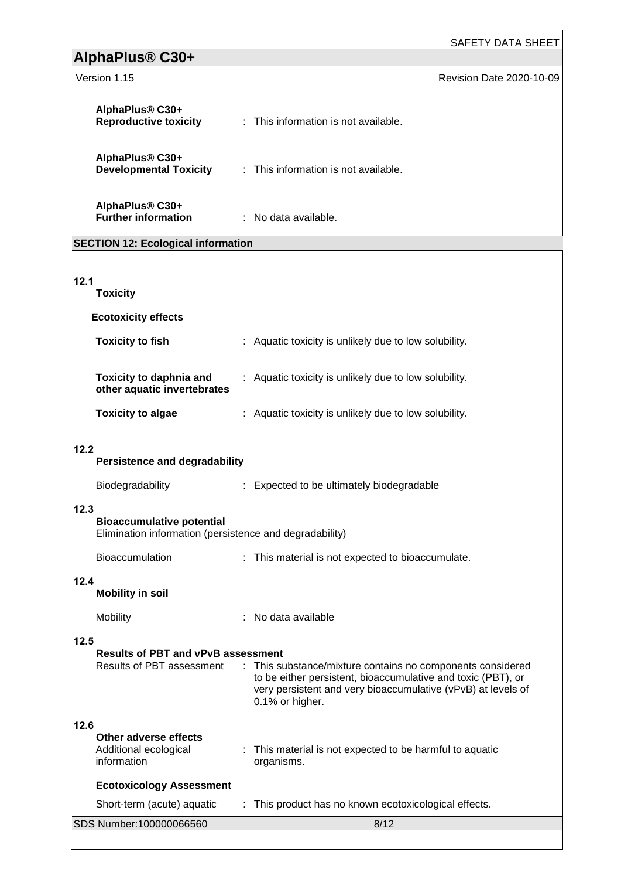**AlphaPlus® C30+**
**Reproductive toxicity** : This information is not available.

**AlphaPlus® C30+**
**Developmental Toxicity** : This information is not available.

**AlphaPlus® C30+**
**Further information** : No data available.

## SECTION 12: Ecological information

### 12.1 Toxicity

**Ecotoxicity effects**

**Toxicity to fish** : Aquatic toxicity is unlikely due to low solubility.

**Toxicity to daphnia and other aquatic invertebrates** : Aquatic toxicity is unlikely due to low solubility.

**Toxicity to algae** : Aquatic toxicity is unlikely due to low solubility.

### 12.2 Persistence and degradability

Biodegradability : Expected to be ultimately biodegradable

### 12.3 Bioaccumulative potential

Elimination information (persistence and degradability)

Bioaccumulation : This material is not expected to bioaccumulate.

### 12.4 Mobility in soil

Mobility : No data available

### 12.5 Results of PBT and vPvB assessment

Results of PBT assessment : This substance/mixture contains no components considered to be either persistent, bioaccumulative and toxic (PBT), or very persistent and very bioaccumulative (vPvB) at levels of 0.1% or higher.

### 12.6 Other adverse effects

Additional ecological information : This material is not expected to be harmful to aquatic organisms.

**Ecotoxicology Assessment**

Short-term (acute) aquatic : This product has no known ecotoxicological effects.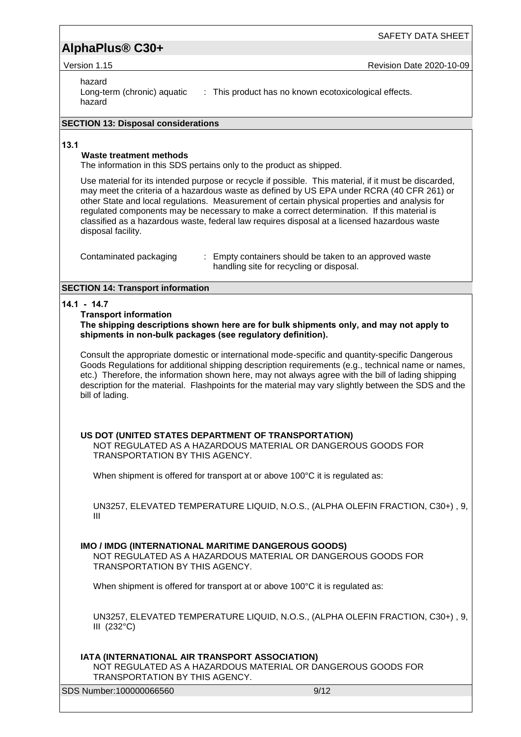hazard

Long-term (chronic) aquatic hazard : This product has no known ecotoxicological effects.

## SECTION 13: Disposal considerations

**13.1**

**Waste treatment methods**

The information in this SDS pertains only to the product as shipped.

Use material for its intended purpose or recycle if possible. This material, if it must be discarded, may meet the criteria of a hazardous waste as defined by US EPA under RCRA (40 CFR 261) or other State and local regulations. Measurement of certain physical properties and analysis for regulated components may be necessary to make a correct determination. If this material is classified as a hazardous waste, federal law requires disposal at a licensed hazardous waste disposal facility.

Contaminated packaging : Empty containers should be taken to an approved waste handling site for recycling or disposal.

## SECTION 14: Transport information

**14.1 - 14.7**

**Transport information**

**The shipping descriptions shown here are for bulk shipments only, and may not apply to shipments in non-bulk packages (see regulatory definition).**

Consult the appropriate domestic or international mode-specific and quantity-specific Dangerous Goods Regulations for additional shipping description requirements (e.g., technical name or names, etc.) Therefore, the information shown here, may not always agree with the bill of lading shipping description for the material. Flashpoints for the material may vary slightly between the SDS and the bill of lading.

**US DOT (UNITED STATES DEPARTMENT OF TRANSPORTATION)**

NOT REGULATED AS A HAZARDOUS MATERIAL OR DANGEROUS GOODS FOR TRANSPORTATION BY THIS AGENCY.

When shipment is offered for transport at or above 100°C it is regulated as:

UN3257, ELEVATED TEMPERATURE LIQUID, N.O.S., (ALPHA OLEFIN FRACTION, C30+) , 9, III

**IMO / IMDG (INTERNATIONAL MARITIME DANGEROUS GOODS)**

NOT REGULATED AS A HAZARDOUS MATERIAL OR DANGEROUS GOODS FOR TRANSPORTATION BY THIS AGENCY.

When shipment is offered for transport at or above 100°C it is regulated as:

UN3257, ELEVATED TEMPERATURE LIQUID, N.O.S., (ALPHA OLEFIN FRACTION, C30+) , 9, III (232°C)

**IATA (INTERNATIONAL AIR TRANSPORT ASSOCIATION)**

NOT REGULATED AS A HAZARDOUS MATERIAL OR DANGEROUS GOODS FOR TRANSPORTATION BY THIS AGENCY.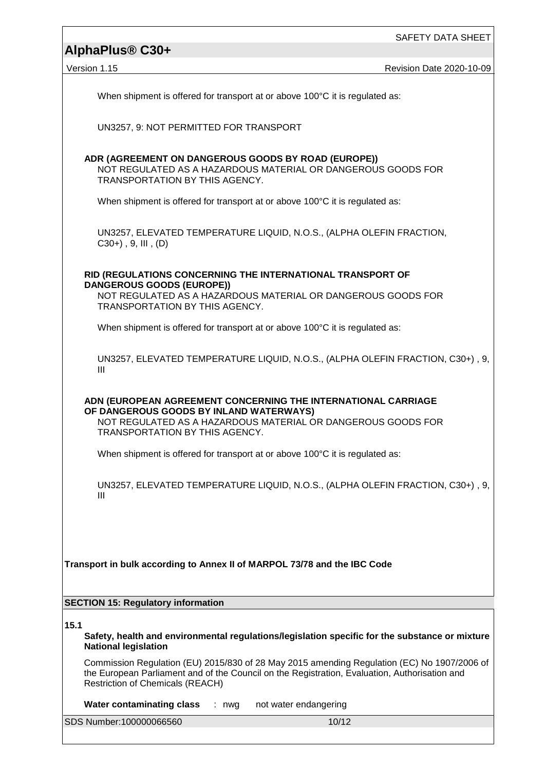When shipment is offered for transport at or above 100°C it is regulated as:

UN3257, 9: NOT PERMITTED FOR TRANSPORT

**ADR (AGREEMENT ON DANGEROUS GOODS BY ROAD (EUROPE))**

NOT REGULATED AS A HAZARDOUS MATERIAL OR DANGEROUS GOODS FOR TRANSPORTATION BY THIS AGENCY.

When shipment is offered for transport at or above 100°C it is regulated as:

UN3257, ELEVATED TEMPERATURE LIQUID, N.O.S., (ALPHA OLEFIN FRACTION, C30+) , 9, III , (D)

**RID (REGULATIONS CONCERNING THE INTERNATIONAL TRANSPORT OF DANGEROUS GOODS (EUROPE))**

NOT REGULATED AS A HAZARDOUS MATERIAL OR DANGEROUS GOODS FOR TRANSPORTATION BY THIS AGENCY.

When shipment is offered for transport at or above 100°C it is regulated as:

UN3257, ELEVATED TEMPERATURE LIQUID, N.O.S., (ALPHA OLEFIN FRACTION, C30+) , 9, III

**ADN (EUROPEAN AGREEMENT CONCERNING THE INTERNATIONAL CARRIAGE OF DANGEROUS GOODS BY INLAND WATERWAYS)**

NOT REGULATED AS A HAZARDOUS MATERIAL OR DANGEROUS GOODS FOR TRANSPORTATION BY THIS AGENCY.

When shipment is offered for transport at or above 100°C it is regulated as:

UN3257, ELEVATED TEMPERATURE LIQUID, N.O.S., (ALPHA OLEFIN FRACTION, C30+) , 9, III

**Transport in bulk according to Annex II of MARPOL 73/78 and the IBC Code**

## SECTION 15: Regulatory information

**15.1**

**Safety, health and environmental regulations/legislation specific for the substance or mixture**
**National legislation**

Commission Regulation (EU) 2015/830 of 28 May 2015 amending Regulation (EC) No 1907/2006 of the European Parliament and of the Council on the Registration, Evaluation, Authorisation and Restriction of Chemicals (REACH)

**Water contaminating class** : nwg not water endangering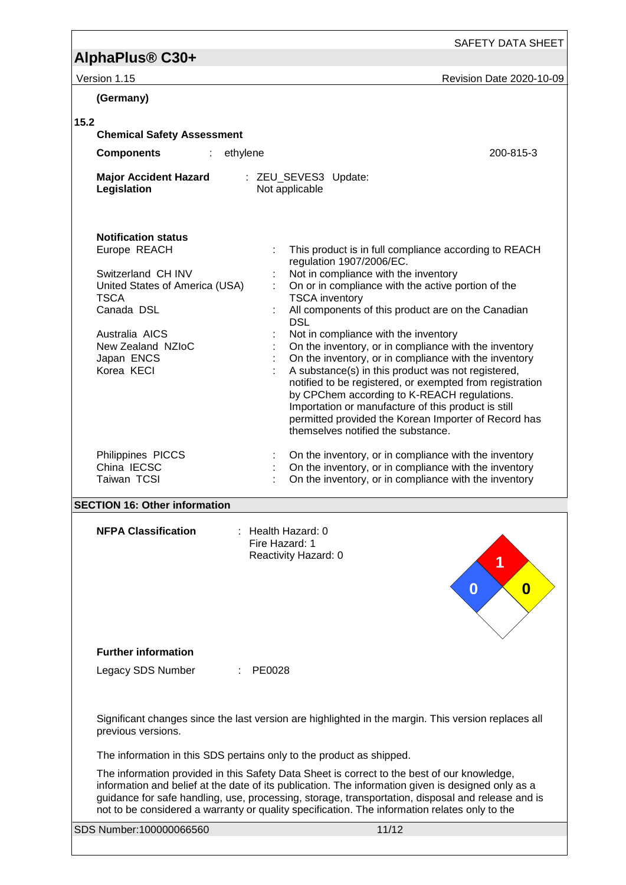**(Germany)**

**15.2**

**Chemical Safety Assessment**

**Components** : ethylene 200-815-3

**Major Accident Hazard Legislation** : ZEU_SEVES3 Update: Not applicable

**Notification status**

| | | |
|---|---|---|
| Europe REACH | : | This product is in full compliance according to REACH regulation 1907/2006/EC. |
| Switzerland CH INV | : | Not in compliance with the inventory |
| United States of America (USA) TSCA | : | On or in compliance with the active portion of the TSCA inventory |
| Canada DSL | : | All components of this product are on the Canadian DSL |
| Australia AICS | : | Not in compliance with the inventory |
| New Zealand NZIoC | : | On the inventory, or in compliance with the inventory |
| Japan ENCS | : | On the inventory, or in compliance with the inventory |
| Korea KECI | : | A substance(s) in this product was not registered, notified to be registered, or exempted from registration by CPChem according to K-REACH regulations. Importation or manufacture of this product is still permitted provided the Korean Importer of Record has themselves notified the substance. |
| Philippines PICCS | : | On the inventory, or in compliance with the inventory |
| China IECSC | : | On the inventory, or in compliance with the inventory |
| Taiwan TCSI | : | On the inventory, or in compliance with the inventory |

## SECTION 16: Other information

**NFPA Classification** : Health Hazard: 0
Fire Hazard: 1
Reactivity Hazard: 0

**Further information**

Legacy SDS Number : PE0028

Significant changes since the last version are highlighted in the margin. This version replaces all previous versions.

The information in this SDS pertains only to the product as shipped.

The information provided in this Safety Data Sheet is correct to the best of our knowledge, information and belief at the date of its publication. The information given is designed only as a guidance for safe handling, use, processing, storage, transportation, disposal and release and is not to be considered a warranty or quality specification. The information relates only to the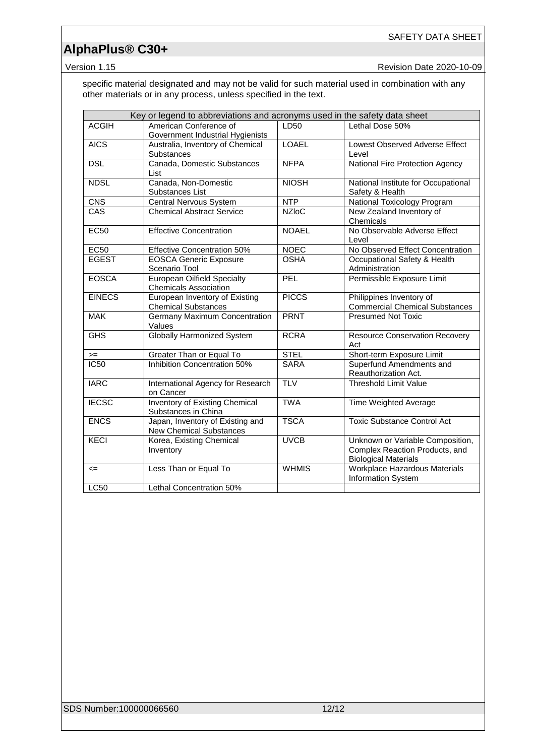specific material designated and may not be valid for such material used in combination with any other materials or in any process, unless specified in the text.

| Key or legend to abbreviations and acronyms used in the safety data sheet | | | |
|---|---|---|---|
| ACGIH | American Conference of Government Industrial Hygienists | LD50 | Lethal Dose 50% |
| AICS | Australia, Inventory of Chemical Substances | LOAEL | Lowest Observed Adverse Effect Level |
| DSL | Canada, Domestic Substances List | NFPA | National Fire Protection Agency |
| NDSL | Canada, Non-Domestic Substances List | NIOSH | National Institute for Occupational Safety & Health |
| CNS | Central Nervous System | NTP | National Toxicology Program |
| CAS | Chemical Abstract Service | NZIoC | New Zealand Inventory of Chemicals |
| EC50 | Effective Concentration | NOAEL | No Observable Adverse Effect Level |
| EC50 | Effective Concentration 50% | NOEC | No Observed Effect Concentration |
| EGEST | EOSCA Generic Exposure Scenario Tool | OSHA | Occupational Safety & Health Administration |
| EOSCA | European Oilfield Specialty Chemicals Association | PEL | Permissible Exposure Limit |
| EINECS | European Inventory of Existing Chemical Substances | PICCS | Philippines Inventory of Commercial Chemical Substances |
| MAK | Germany Maximum Concentration Values | PRNT | Presumed Not Toxic |
| GHS | Globally Harmonized System | RCRA | Resource Conservation Recovery Act |
| >= | Greater Than or Equal To | STEL | Short-term Exposure Limit |
| IC50 | Inhibition Concentration 50% | SARA | Superfund Amendments and Reauthorization Act. |
| IARC | International Agency for Research on Cancer | TLV | Threshold Limit Value |
| IECSC | Inventory of Existing Chemical Substances in China | TWA | Time Weighted Average |
| ENCS | Japan, Inventory of Existing and New Chemical Substances | TSCA | Toxic Substance Control Act |
| KECI | Korea, Existing Chemical Inventory | UVCB | Unknown or Variable Composition, Complex Reaction Products, and Biological Materials |
| <= | Less Than or Equal To | WHMIS | Workplace Hazardous Materials Information System |
| LC50 | Lethal Concentration 50% | | |

SDS Number:100000066560